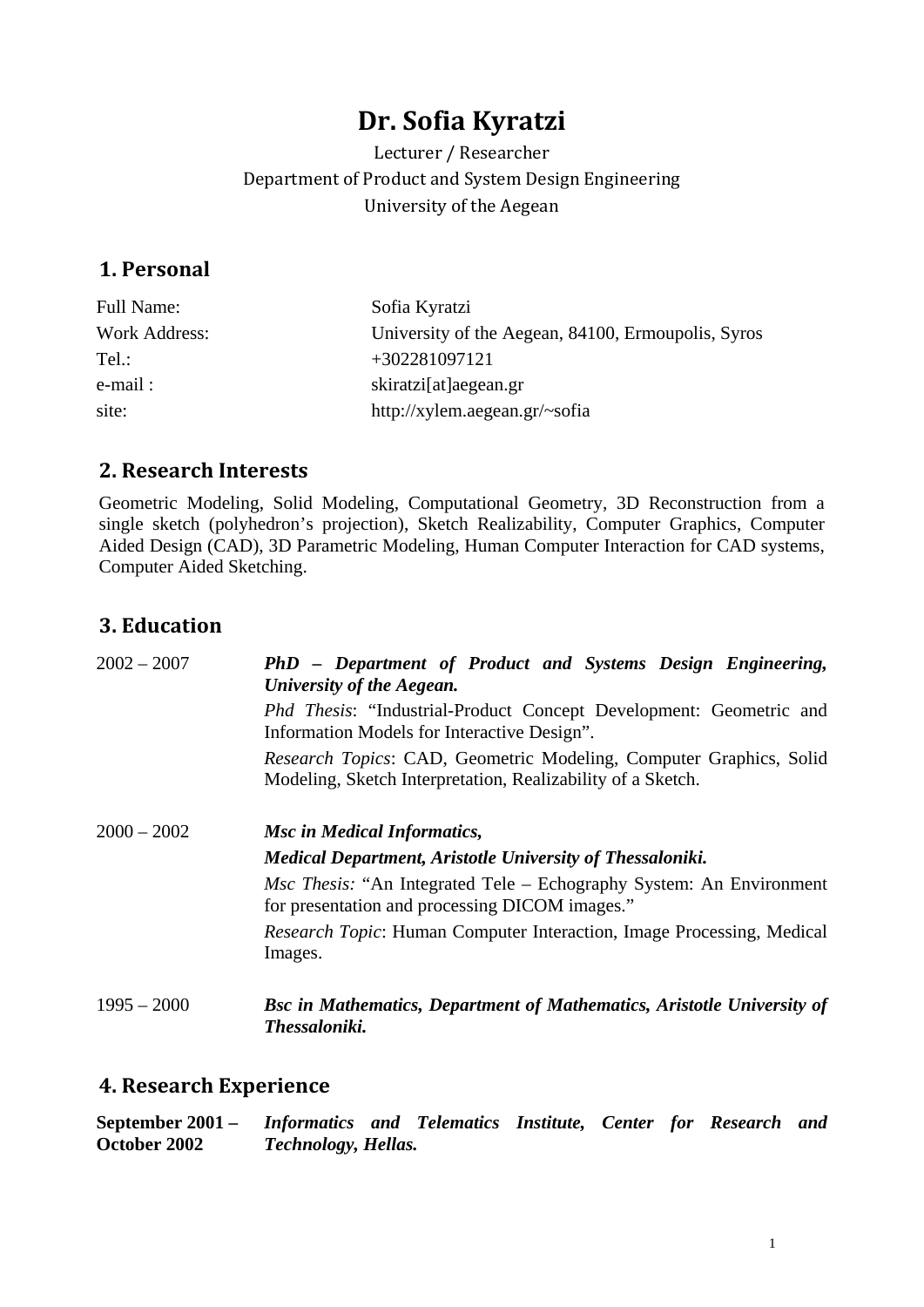# Dr. Sofia Kyratzi

Lecturer / Researcher
Department of Product and System Design Engineering
University of the Aegean

## 1. Personal

| | |
|---|---|
| Full Name: | Sofia Kyratzi |
| Work Address: | University of the Aegean, 84100, Ermoupolis, Syros |
| Tel.: | +302281097121 |
| e-mail : | skiratzi[at]aegean.gr |
| site: | http://xylem.aegean.gr/~sofia |

## 2. Research Interests

Geometric Modeling, Solid Modeling, Computational Geometry, 3D Reconstruction from a single sketch (polyhedron's projection), Sketch Realizability, Computer Graphics, Computer Aided Design (CAD), 3D Parametric Modeling, Human Computer Interaction for CAD systems, Computer Aided Sketching.

## 3. Education

2002 – 2007 ***PhD – Department of Product and Systems Design Engineering, University of the Aegean.***

*Phd Thesis*: "Industrial-Product Concept Development: Geometric and Information Models for Interactive Design".

*Research Topics*: CAD, Geometric Modeling, Computer Graphics, Solid Modeling, Sketch Interpretation, Realizability of a Sketch.

2000 – 2002 ***Msc in Medical Informatics,***

***Medical Department, Aristotle University of Thessaloniki.***

*Msc Thesis:* "An Integrated Tele – Echography System: An Environment for presentation and processing DICOM images."

*Research Topic*: Human Computer Interaction, Image Processing, Medical Images.

1995 – 2000 ***Bsc in Mathematics, Department of Mathematics, Aristotle University of Thessaloniki.***

## 4. Research Experience

**September 2001 – October 2002** ***Informatics and Telematics Institute, Center for Research and Technology, Hellas.***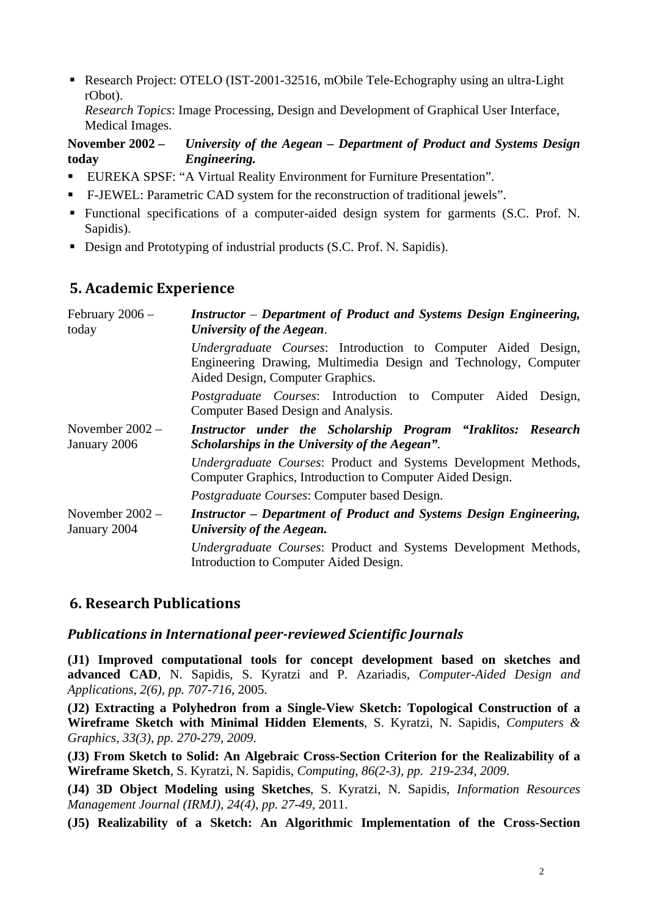- Research Project: OTELO (IST-2001-32516, mObile Tele-Echography using an ultra-Light rObot).
  *Research Topics*: Image Processing, Design and Development of Graphical User Interface, Medical Images.

**November 2002 – today** ***University of the Aegean – Department of Product and Systems Design Engineering.***

- EUREKA SPSF: "A Virtual Reality Environment for Furniture Presentation".
- F-JEWEL: Parametric CAD system for the reconstruction of traditional jewels".
- Functional specifications of a computer-aided design system for garments (S.C. Prof. N. Sapidis).
- Design and Prototyping of industrial products (S.C. Prof. N. Sapidis).

## 5. Academic Experience

**February 2006 – today** — ***Instructor – Department of Product and Systems Design Engineering, University of the Aegean.***

*Undergraduate Courses*: Introduction to Computer Aided Design, Engineering Drawing, Multimedia Design and Technology, Computer Aided Design, Computer Graphics.

*Postgraduate Courses*: Introduction to Computer Aided Design, Computer Based Design and Analysis.

**November 2002 – January 2006** — ***Instructor under the Scholarship Program "Iraklitos: Research Scholarships in the University of the Aegean".***

*Undergraduate Courses*: Product and Systems Development Methods, Computer Graphics, Introduction to Computer Aided Design.

*Postgraduate Courses*: Computer based Design.

**November 2002 – January 2004** — ***Instructor – Department of Product and Systems Design Engineering, University of the Aegean.***

*Undergraduate Courses*: Product and Systems Development Methods, Introduction to Computer Aided Design.

## 6. Research Publications

### *Publications in International peer-reviewed Scientific Journals*

**(J1) Improved computational tools for concept development based on sketches and advanced CAD**, N. Sapidis, S. Kyratzi and P. Azariadis, *Computer-Aided Design and Applications, 2(6), pp. 707-716*, 2005.

**(J2) Extracting a Polyhedron from a Single-View Sketch: Topological Construction of a Wireframe Sketch with Minimal Hidden Elements**, S. Kyratzi, N. Sapidis, *Computers & Graphics, 33(3), pp. 270-279, 2009*.

**(J3) From Sketch to Solid: An Algebraic Cross-Section Criterion for the Realizability of a Wireframe Sketch**, S. Kyratzi, N. Sapidis, *Computing, 86(2-3), pp. 219-234, 2009*.

**(J4) 3D Object Modeling using Sketches**, S. Kyratzi, N. Sapidis, *Information Resources Management Journal (IRMJ), 24(4), pp. 27-49,* 2011.

**(J5) Realizability of a Sketch: An Algorithmic Implementation of the Cross-Section**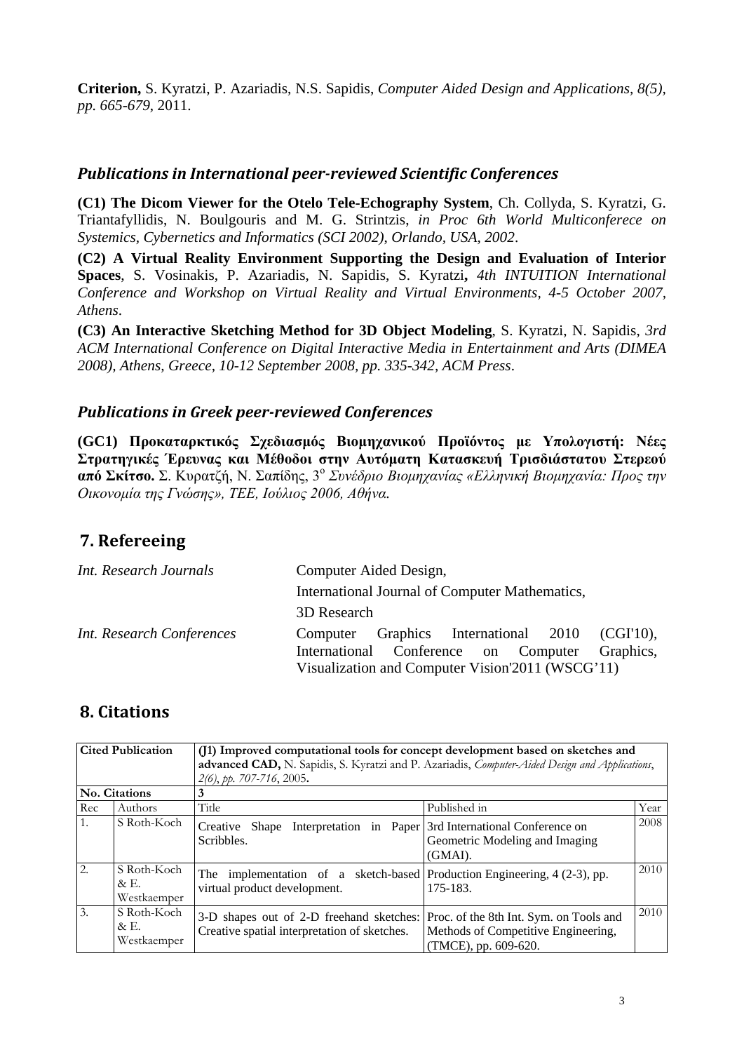**Criterion,** S. Kyratzi, P. Azariadis, N.S. Sapidis, *Computer Aided Design and Applications*, *8(5), pp. 665-679*, 2011.

### *Publications in International peer-reviewed Scientific Conferences*

**(C1) The Dicom Viewer for the Otelo Tele-Echography System**, Ch. Collyda, S. Kyratzi, G. Triantafyllidis, N. Boulgouris and M. G. Strintzis, *in Proc 6th World Multiconferece on Systemics, Cybernetics and Informatics (SCI 2002), Orlando, USA, 2002*.

**(C2) A Virtual Reality Environment Supporting the Design and Evaluation of Interior Spaces**, S. Vosinakis, P. Azariadis, N. Sapidis, S. Kyratzi**,** *4th INTUITION International Conference and Workshop on Virtual Reality and Virtual Environments, 4-5 October 2007, Athens*.

**(C3) An Interactive Sketching Method for 3D Object Modeling**, S. Kyratzi, N. Sapidis, *3rd ACM International Conference on Digital Interactive Media in Entertainment and Arts (DIMEA 2008), Athens, Greece, 10-12 September 2008, pp. 335-342, ACM Press*.

### *Publications in Greek peer-reviewed Conferences*

**(GC1) Προκαταρκτικός Σχεδιασμός Βιομηχανικού Προϊόντος με Υπολογιστή: Νέες Στρατηγικές Έρευνας και Μέθοδοι στην Αυτόματη Κατασκευή Τρισδιάστατου Στερεού από Σκίτσο.** Σ. Κυρατζή, Ν. Σαπίδης, 3ο *Συνέδριο Βιομηχανίας «Ελληνική Βιομηχανία: Προς την Οικονομία της Γνώσης», ΤΕΕ, Ιούλιος 2006, Αθήνα.*

## 7. Refereeing

| | |
|---|---|
| *Int. Research Journals* | Computer Aided Design, |
| | International Journal of Computer Mathematics, |
| | 3D Research |
| *Int. Research Conferences* | Computer Graphics International 2010 (CGI'10), International Conference on Computer Graphics, Visualization and Computer Vision'2011 (WSCG'11) |

## 8. Citations

| **Cited Publication** | | **(J1) Improved computational tools for concept development based on sketches and advanced CAD,** N. Sapidis, S. Kyratzi and P. Azariadis, *Computer-Aided Design and Applications*, *2(6), pp. 707-716*, 2005**.** | | |
|---|---|---|---|---|
| **No. Citations** | | **3** | | |
| Rec | Authors | Title | Published in | Year |
| 1. | S Roth-Koch | Creative Shape Interpretation in Paper Scribbles. | 3rd International Conference on Geometric Modeling and Imaging (GMAI). | 2008 |
| 2. | S Roth-Koch & E. Westkaemper | The implementation of a sketch-based virtual product development. | Production Engineering, 4 (2-3), pp. 175-183. | 2010 |
| 3. | S Roth-Koch & E. Westkaemper | 3-D shapes out of 2-D freehand sketches: Creative spatial interpretation of sketches. | Proc. of the 8th Int. Sym. on Tools and Methods of Competitive Engineering, (TMCE), pp. 609-620. | 2010 |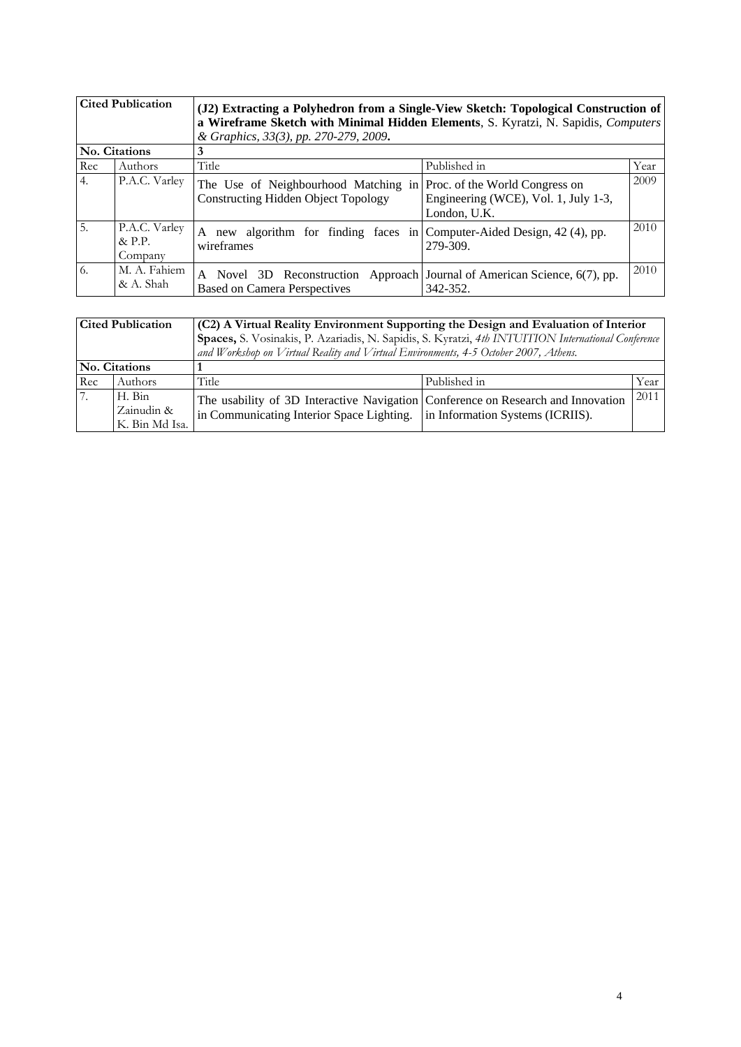| **Cited Publication** | **(J2) Extracting a Polyhedron from a Single-View Sketch: Topological Construction of a Wireframe Sketch with Minimal Hidden Elements**, S. Kyratzi, N. Sapidis, *Computers & Graphics, 33(3), pp. 270-279, 2009*. | | |
|---|---|---|---|
| **No. Citations** | **3** | | |
| Rec | Authors | Title | Published in | Year |
| 4. | P.A.C. Varley | The Use of Neighbourhood Matching in Constructing Hidden Object Topology | Proc. of the World Congress on Engineering (WCE), Vol. 1, July 1-3, London, U.K. | 2009 |
| 5. | P.A.C. Varley & P.P. Company | A new algorithm for finding faces in wireframes | Computer-Aided Design, 42 (4), pp. 279-309. | 2010 |
| 6. | M. A. Fahiem & A. Shah | A Novel 3D Reconstruction Approach Based on Camera Perspectives | Journal of American Science, 6(7), pp. 342-352. | 2010 |

| **Cited Publication** | **(C2) A Virtual Reality Environment Supporting the Design and Evaluation of Interior Spaces,** S. Vosinakis, P. Azariadis, N. Sapidis, S. Kyratzi, *4th INTUITION International Conference and Workshop on Virtual Reality and Virtual Environments, 4-5 October 2007, Athens.* | | | |
|---|---|---|---|---|
| **No. Citations** | **1** | | | |
| Rec | Authors | Title | Published in | Year |
| 7. | H. Bin Zainudin & K. Bin Md Isa. | The usability of 3D Interactive Navigation in Communicating Interior Space Lighting. | Conference on Research and Innovation in Information Systems (ICRIIS). | 2011 |